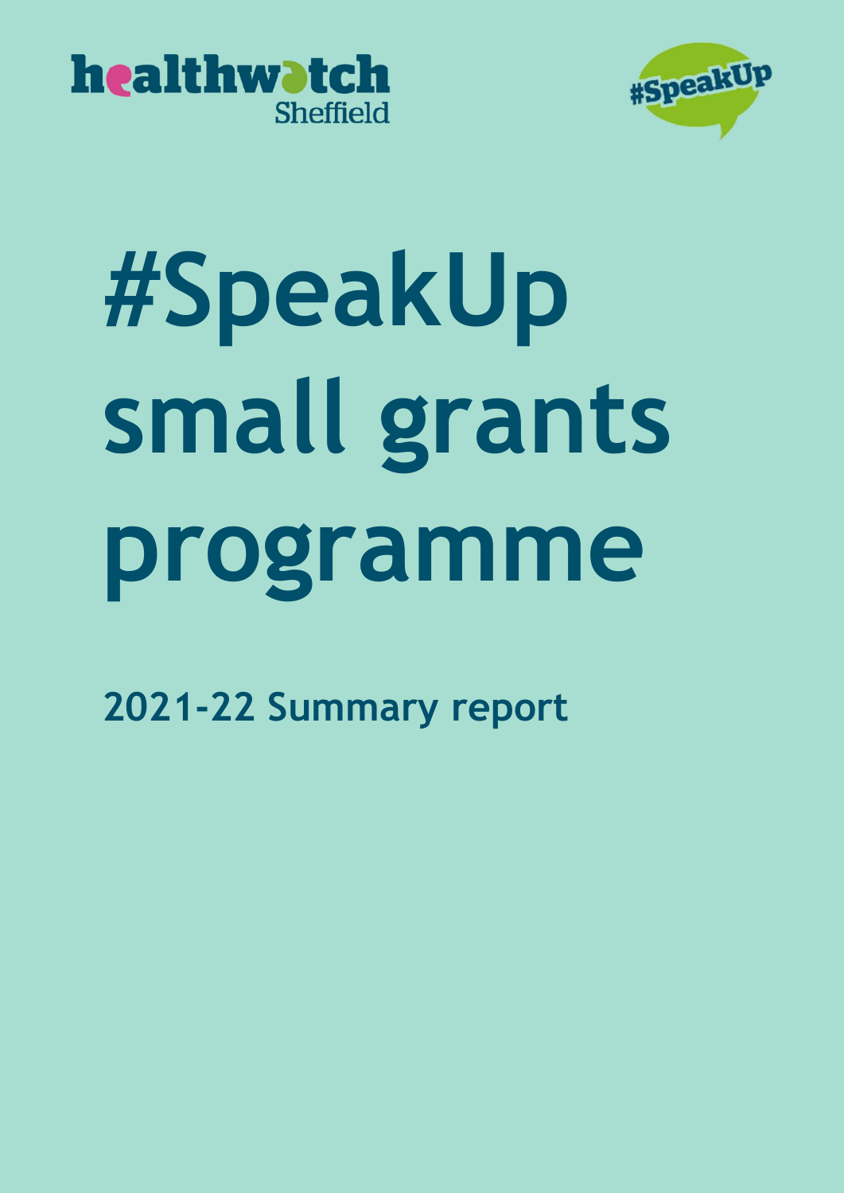healthwatch Sheffield

#SpeakUp

# #SpeakUp small grants programme

## 2021-22 Summary report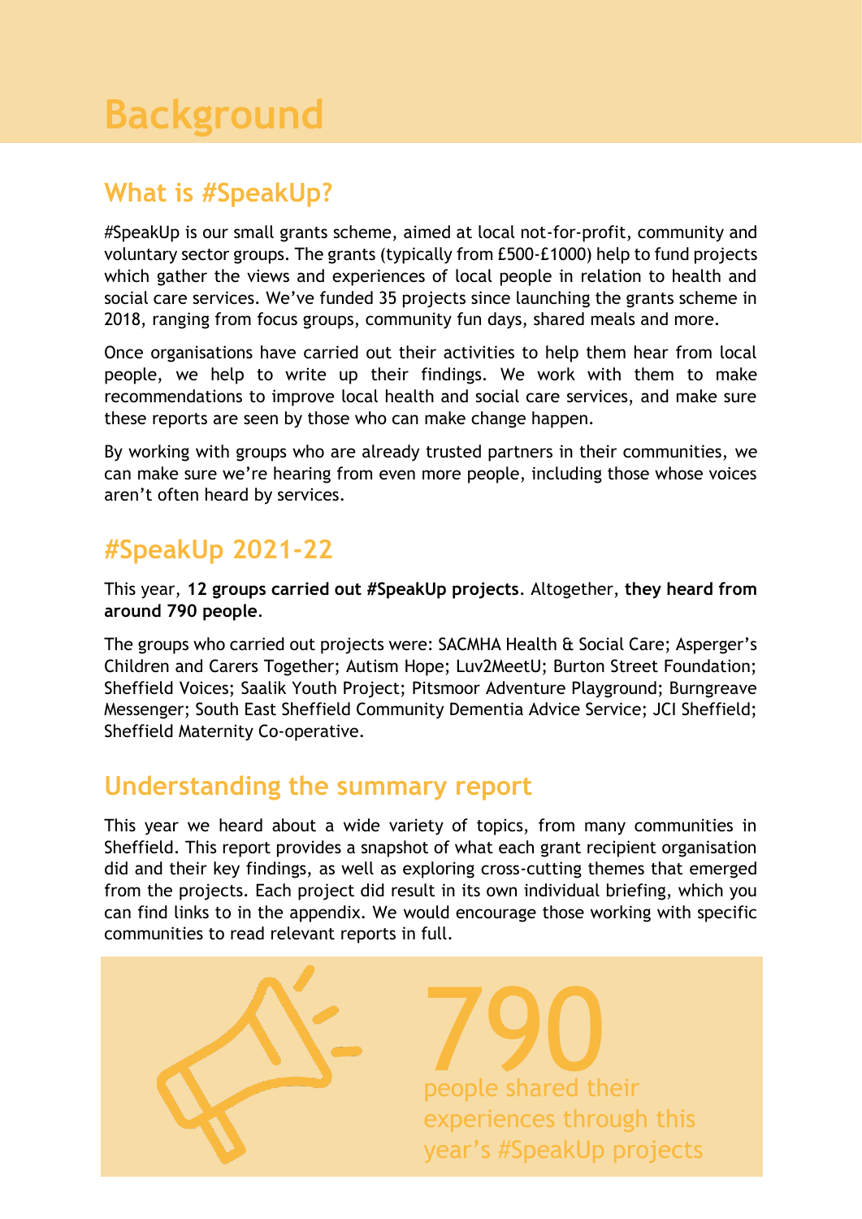# Background

## What is #SpeakUp?

#SpeakUp is our small grants scheme, aimed at local not-for-profit, community and voluntary sector groups. The grants (typically from £500-£1000) help to fund projects which gather the views and experiences of local people in relation to health and social care services. We've funded 35 projects since launching the grants scheme in 2018, ranging from focus groups, community fun days, shared meals and more.

Once organisations have carried out their activities to help them hear from local people, we help to write up their findings. We work with them to make recommendations to improve local health and social care services, and make sure these reports are seen by those who can make change happen.

By working with groups who are already trusted partners in their communities, we can make sure we're hearing from even more people, including those whose voices aren't often heard by services.

## #SpeakUp 2021-22

This year, **12 groups carried out #SpeakUp projects**. Altogether, **they heard from around 790 people**.

The groups who carried out projects were: SACMHA Health & Social Care; Asperger's Children and Carers Together; Autism Hope; Luv2MeetU; Burton Street Foundation; Sheffield Voices; Saalik Youth Project; Pitsmoor Adventure Playground; Burngreave Messenger; South East Sheffield Community Dementia Advice Service; JCI Sheffield; Sheffield Maternity Co-operative.

## Understanding the summary report

This year we heard about a wide variety of topics, from many communities in Sheffield. This report provides a snapshot of what each grant recipient organisation did and their key findings, as well as exploring cross-cutting themes that emerged from the projects. Each project did result in its own individual briefing, which you can find links to in the appendix. We would encourage those working with specific communities to read relevant reports in full.

790

people shared their experiences through this year's #SpeakUp projects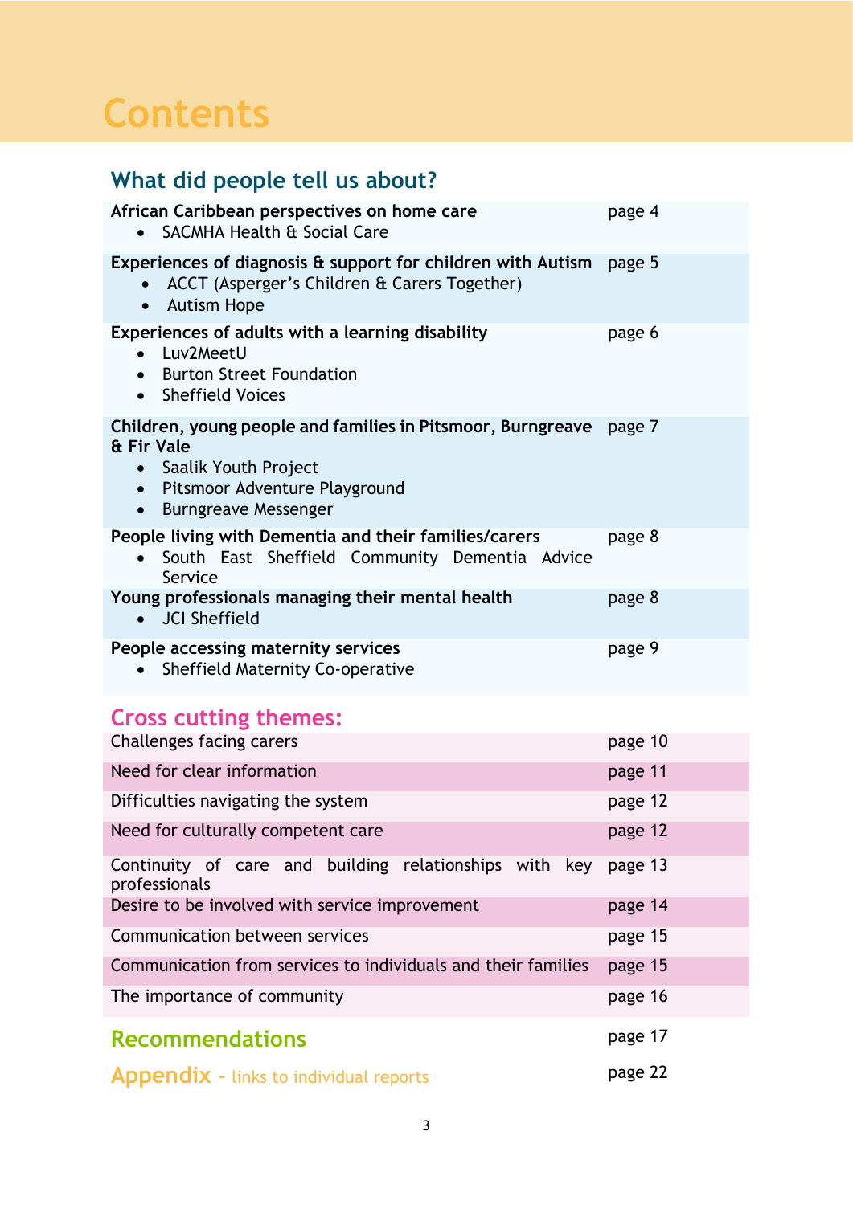# Contents

## What did people tell us about?

| | |
|---|---|
| **African Caribbean perspectives on home care**<br>• SACMHA Health & Social Care | page 4 |
| **Experiences of diagnosis & support for children with Autism**<br>• ACCT (Asperger's Children & Carers Together)<br>• Autism Hope | page 5 |
| **Experiences of adults with a learning disability**<br>• Luv2MeetU<br>• Burton Street Foundation<br>• Sheffield Voices | page 6 |
| **Children, young people and families in Pitsmoor, Burngreave & Fir Vale**<br>• Saalik Youth Project<br>• Pitsmoor Adventure Playground<br>• Burngreave Messenger | page 7 |
| **People living with Dementia and their families/carers**<br>• South East Sheffield Community Dementia Advice Service | page 8 |
| **Young professionals managing their mental health**<br>• JCI Sheffield | page 8 |
| **People accessing maternity services**<br>• Sheffield Maternity Co-operative | page 9 |

## Cross cutting themes:

| | |
|---|---|
| Challenges facing carers | page 10 |
| Need for clear information | page 11 |
| Difficulties navigating the system | page 12 |
| Need for culturally competent care | page 12 |
| Continuity of care and building relationships with key professionals | page 13 |
| Desire to be involved with service improvement | page 14 |
| Communication between services | page 15 |
| Communication from services to individuals and their families | page 15 |
| The importance of community | page 16 |

## Recommendations — page 17

## Appendix - links to individual reports — page 22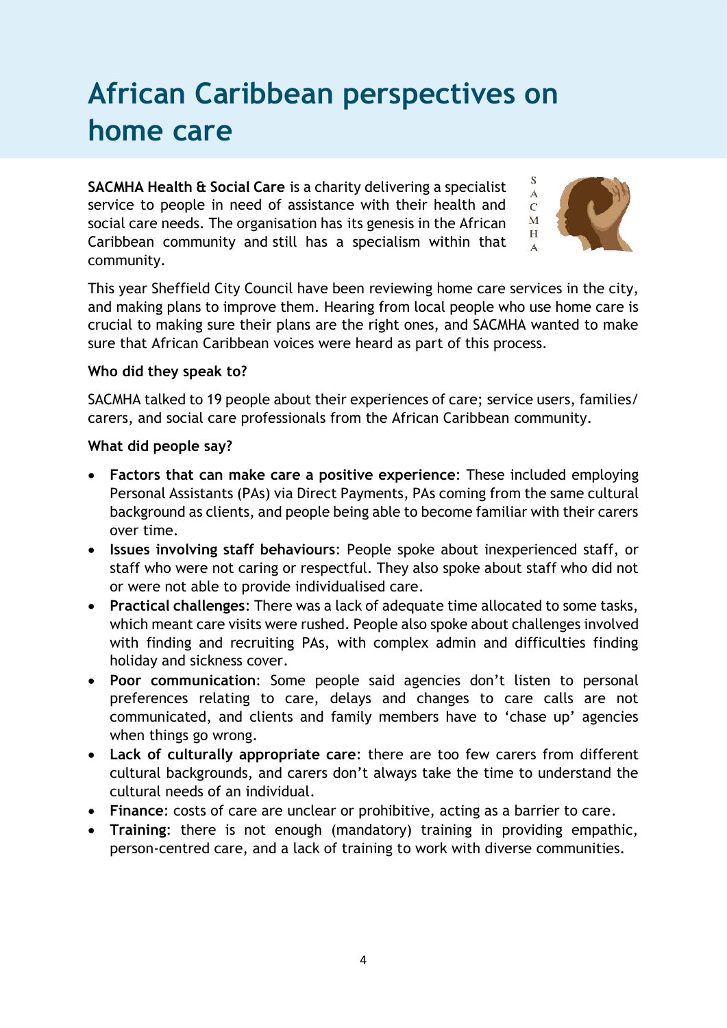# African Caribbean perspectives on home care

**SACMHA Health & Social Care** is a charity delivering a specialist service to people in need of assistance with their health and social care needs. The organisation has its genesis in the African Caribbean community and still has a specialism within that community.

This year Sheffield City Council have been reviewing home care services in the city, and making plans to improve them. Hearing from local people who use home care is crucial to making sure their plans are the right ones, and SACMHA wanted to make sure that African Caribbean voices were heard as part of this process.

**Who did they speak to?**

SACMHA talked to 19 people about their experiences of care; service users, families/ carers, and social care professionals from the African Caribbean community.

**What did people say?**

- **Factors that can make care a positive experience**: These included employing Personal Assistants (PAs) via Direct Payments, PAs coming from the same cultural background as clients, and people being able to become familiar with their carers over time.
- **Issues involving staff behaviours**: People spoke about inexperienced staff, or staff who were not caring or respectful. They also spoke about staff who did not or were not able to provide individualised care.
- **Practical challenges**: There was a lack of adequate time allocated to some tasks, which meant care visits were rushed. People also spoke about challenges involved with finding and recruiting PAs, with complex admin and difficulties finding holiday and sickness cover.
- **Poor communication**: Some people said agencies don't listen to personal preferences relating to care, delays and changes to care calls are not communicated, and clients and family members have to 'chase up' agencies when things go wrong.
- **Lack of culturally appropriate care**: there are too few carers from different cultural backgrounds, and carers don't always take the time to understand the cultural needs of an individual.
- **Finance**: costs of care are unclear or prohibitive, acting as a barrier to care.
- **Training**: there is not enough (mandatory) training in providing empathic, person-centred care, and a lack of training to work with diverse communities.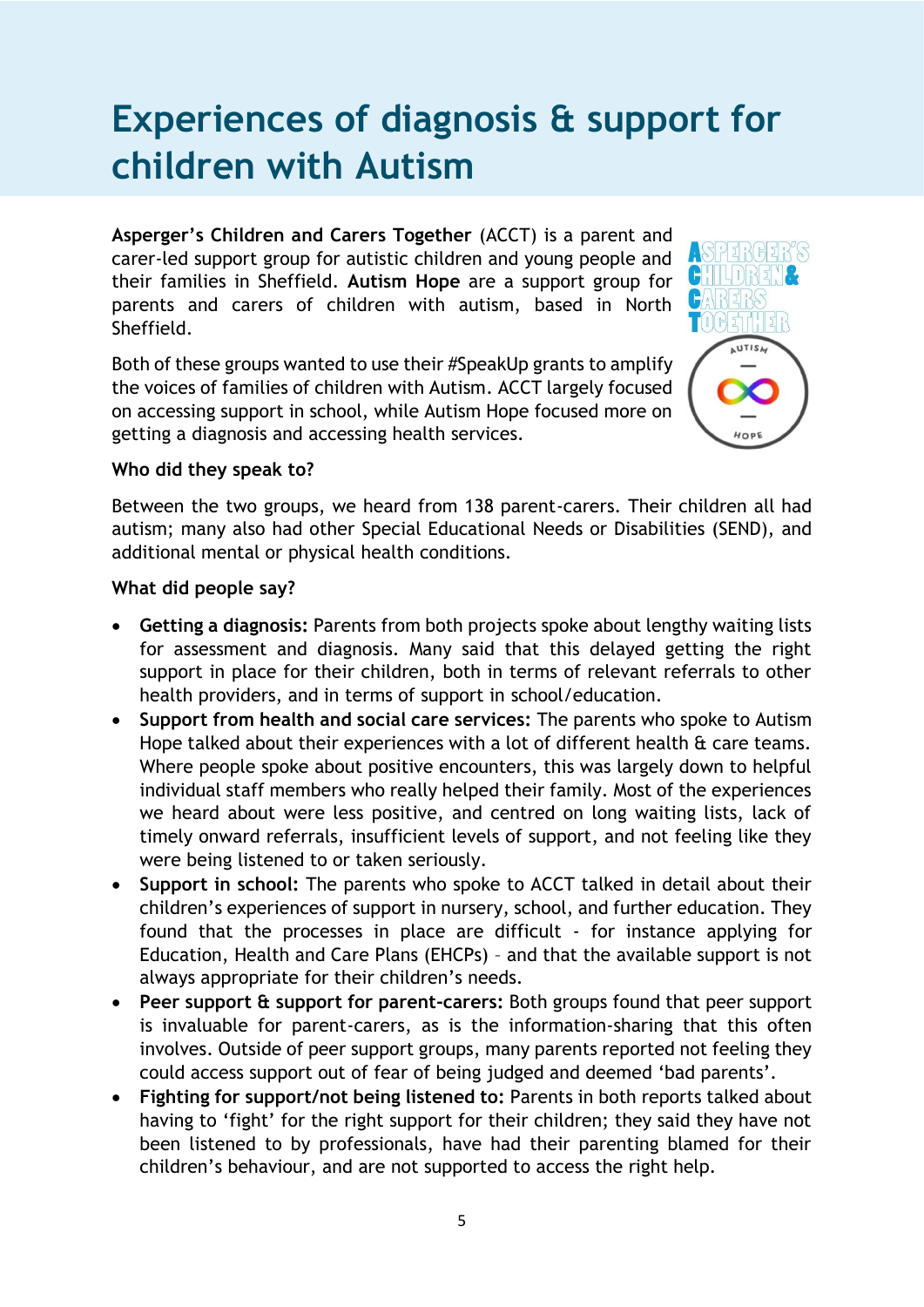# Experiences of diagnosis & support for children with Autism

**Asperger's Children and Carers Together** (ACCT) is a parent and carer-led support group for autistic children and young people and their families in Sheffield. **Autism Hope** are a support group for parents and carers of children with autism, based in North Sheffield.

Both of these groups wanted to use their #SpeakUp grants to amplify the voices of families of children with Autism. ACCT largely focused on accessing support in school, while Autism Hope focused more on getting a diagnosis and accessing health services.

**Who did they speak to?**

Between the two groups, we heard from 138 parent-carers. Their children all had autism; many also had other Special Educational Needs or Disabilities (SEND), and additional mental or physical health conditions.

**What did people say?**

- **Getting a diagnosis:** Parents from both projects spoke about lengthy waiting lists for assessment and diagnosis. Many said that this delayed getting the right support in place for their children, both in terms of relevant referrals to other health providers, and in terms of support in school/education.
- **Support from health and social care services:** The parents who spoke to Autism Hope talked about their experiences with a lot of different health & care teams. Where people spoke about positive encounters, this was largely down to helpful individual staff members who really helped their family. Most of the experiences we heard about were less positive, and centred on long waiting lists, lack of timely onward referrals, insufficient levels of support, and not feeling like they were being listened to or taken seriously.
- **Support in school:** The parents who spoke to ACCT talked in detail about their children's experiences of support in nursery, school, and further education. They found that the processes in place are difficult - for instance applying for Education, Health and Care Plans (EHCPs) – and that the available support is not always appropriate for their children's needs.
- **Peer support & support for parent-carers:** Both groups found that peer support is invaluable for parent-carers, as is the information-sharing that this often involves. Outside of peer support groups, many parents reported not feeling they could access support out of fear of being judged and deemed 'bad parents'.
- **Fighting for support/not being listened to:** Parents in both reports talked about having to 'fight' for the right support for their children; they said they have not been listened to by professionals, have had their parenting blamed for their children's behaviour, and are not supported to access the right help.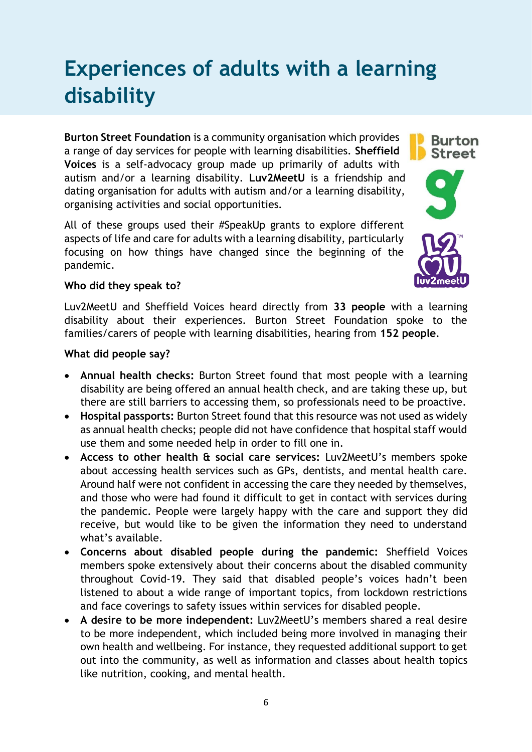# Experiences of adults with a learning disability

**Burton Street Foundation** is a community organisation which provides a range of day services for people with learning disabilities. **Sheffield Voices** is a self-advocacy group made up primarily of adults with autism and/or a learning disability. **Luv2MeetU** is a friendship and dating organisation for adults with autism and/or a learning disability, organising activities and social opportunities.

All of these groups used their #SpeakUp grants to explore different aspects of life and care for adults with a learning disability, particularly focusing on how things have changed since the beginning of the pandemic.

**Who did they speak to?**

Luv2MeetU and Sheffield Voices heard directly from **33 people** with a learning disability about their experiences. Burton Street Foundation spoke to the families/carers of people with learning disabilities, hearing from **152 people**.

**What did people say?**

- **Annual health checks:** Burton Street found that most people with a learning disability are being offered an annual health check, and are taking these up, but there are still barriers to accessing them, so professionals need to be proactive.
- **Hospital passports:** Burton Street found that this resource was not used as widely as annual health checks; people did not have confidence that hospital staff would use them and some needed help in order to fill one in.
- **Access to other health & social care services:** Luv2MeetU's members spoke about accessing health services such as GPs, dentists, and mental health care. Around half were not confident in accessing the care they needed by themselves, and those who were had found it difficult to get in contact with services during the pandemic. People were largely happy with the care and support they did receive, but would like to be given the information they need to understand what's available.
- **Concerns about disabled people during the pandemic:** Sheffield Voices members spoke extensively about their concerns about the disabled community throughout Covid-19. They said that disabled people's voices hadn't been listened to about a wide range of important topics, from lockdown restrictions and face coverings to safety issues within services for disabled people.
- **A desire to be more independent:** Luv2MeetU's members shared a real desire to be more independent, which included being more involved in managing their own health and wellbeing. For instance, they requested additional support to get out into the community, as well as information and classes about health topics like nutrition, cooking, and mental health.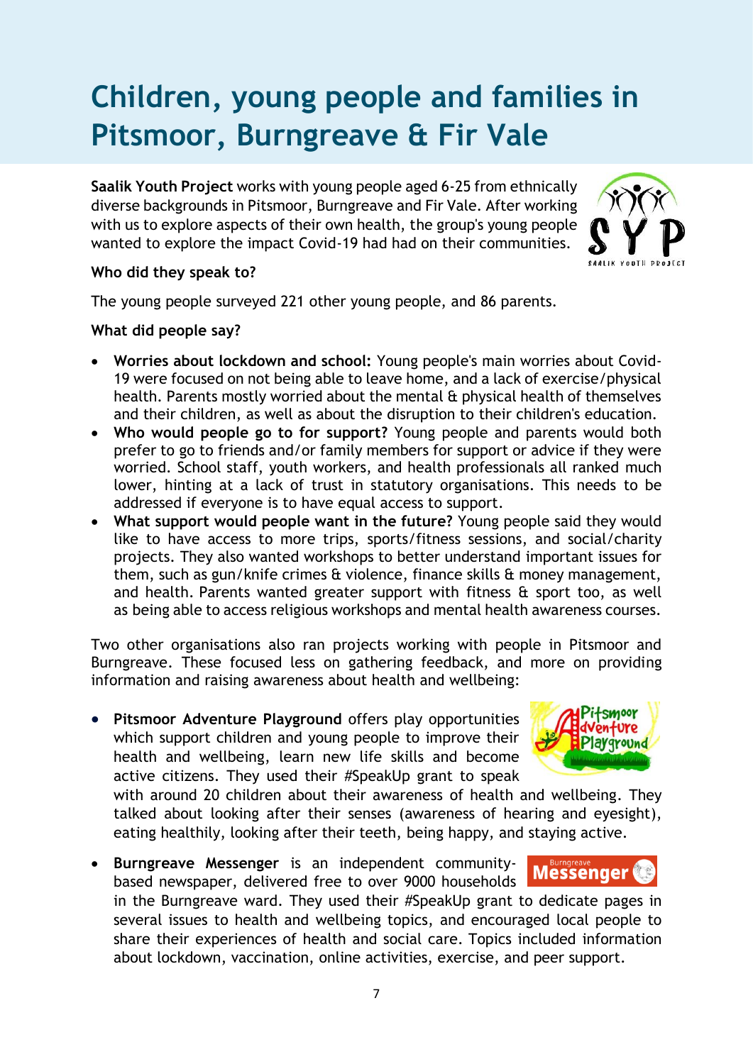# Children, young people and families in Pitsmoor, Burngreave & Fir Vale

**Saalik Youth Project** works with young people aged 6-25 from ethnically diverse backgrounds in Pitsmoor, Burngreave and Fir Vale. After working with us to explore aspects of their own health, the group's young people wanted to explore the impact Covid-19 had had on their communities.

**Who did they speak to?**

The young people surveyed 221 other young people, and 86 parents.

**What did people say?**

- **Worries about lockdown and school:** Young people's main worries about Covid-19 were focused on not being able to leave home, and a lack of exercise/physical health. Parents mostly worried about the mental & physical health of themselves and their children, as well as about the disruption to their children's education.
- **Who would people go to for support?** Young people and parents would both prefer to go to friends and/or family members for support or advice if they were worried. School staff, youth workers, and health professionals all ranked much lower, hinting at a lack of trust in statutory organisations. This needs to be addressed if everyone is to have equal access to support.
- **What support would people want in the future?** Young people said they would like to have access to more trips, sports/fitness sessions, and social/charity projects. They also wanted workshops to better understand important issues for them, such as gun/knife crimes & violence, finance skills & money management, and health. Parents wanted greater support with fitness & sport too, as well as being able to access religious workshops and mental health awareness courses.

Two other organisations also ran projects working with people in Pitsmoor and Burngreave. These focused less on gathering feedback, and more on providing information and raising awareness about health and wellbeing:

- **Pitsmoor Adventure Playground** offers play opportunities which support children and young people to improve their health and wellbeing, learn new life skills and become active citizens. They used their #SpeakUp grant to speak with around 20 children about their awareness of health and wellbeing. They talked about looking after their senses (awareness of hearing and eyesight), eating healthily, looking after their teeth, being happy, and staying active.
- **Burngreave Messenger** is an independent community-based newspaper, delivered free to over 9000 households in the Burngreave ward. They used their #SpeakUp grant to dedicate pages in several issues to health and wellbeing topics, and encouraged local people to share their experiences of health and social care. Topics included information about lockdown, vaccination, online activities, exercise, and peer support.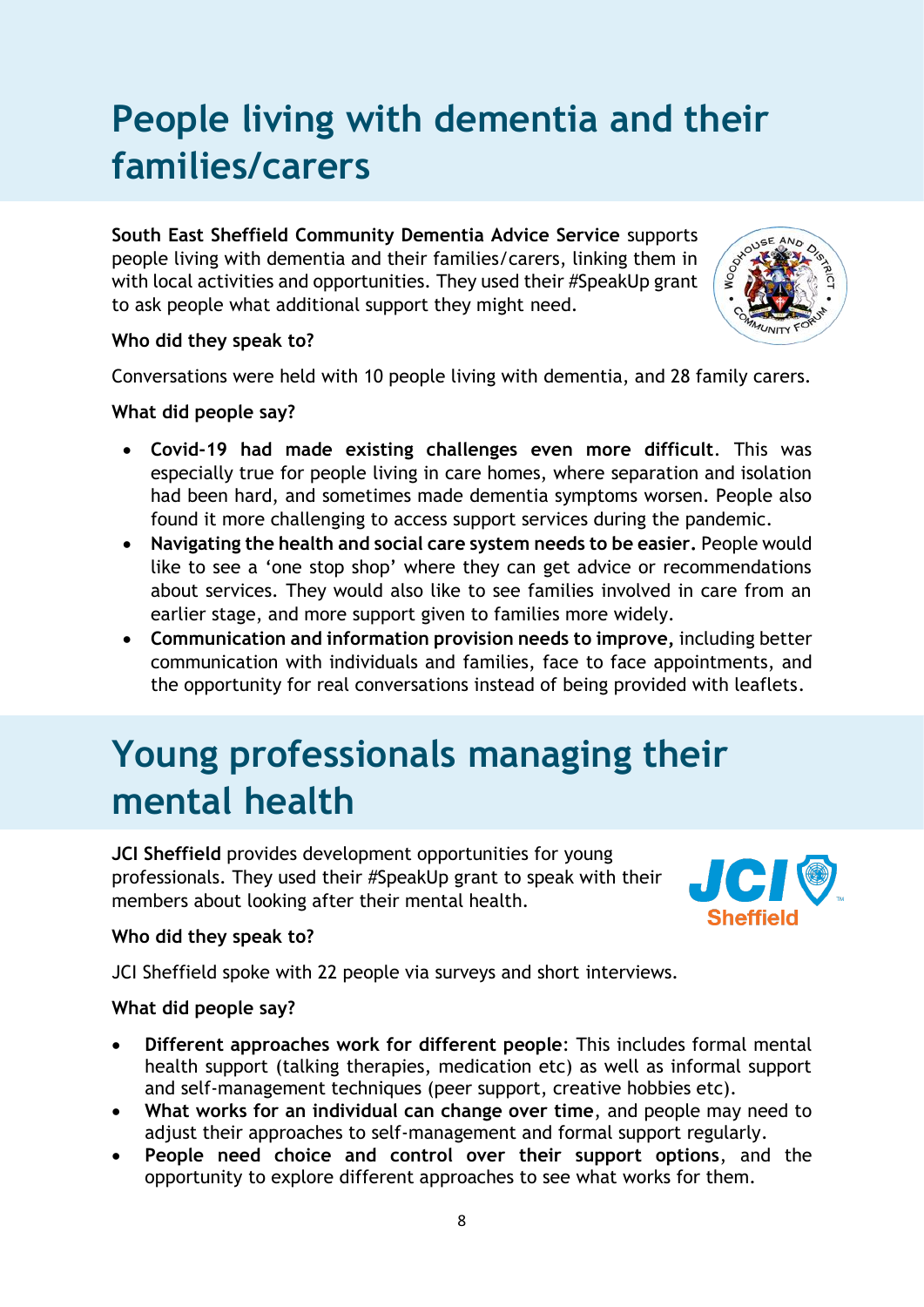# People living with dementia and their families/carers

**South East Sheffield Community Dementia Advice Service** supports people living with dementia and their families/carers, linking them in with local activities and opportunities. They used their #SpeakUp grant to ask people what additional support they might need.

**Who did they speak to?**

Conversations were held with 10 people living with dementia, and 28 family carers.

**What did people say?**

- **Covid-19 had made existing challenges even more difficult**. This was especially true for people living in care homes, where separation and isolation had been hard, and sometimes made dementia symptoms worsen. People also found it more challenging to access support services during the pandemic.
- **Navigating the health and social care system needs to be easier.** People would like to see a 'one stop shop' where they can get advice or recommendations about services. They would also like to see families involved in care from an earlier stage, and more support given to families more widely.
- **Communication and information provision needs to improve,** including better communication with individuals and families, face to face appointments, and the opportunity for real conversations instead of being provided with leaflets.

# Young professionals managing their mental health

**JCI Sheffield** provides development opportunities for young professionals. They used their #SpeakUp grant to speak with their members about looking after their mental health.

**Who did they speak to?**

JCI Sheffield spoke with 22 people via surveys and short interviews.

**What did people say?**

- **Different approaches work for different people**: This includes formal mental health support (talking therapies, medication etc) as well as informal support and self-management techniques (peer support, creative hobbies etc).
- **What works for an individual can change over time**, and people may need to adjust their approaches to self-management and formal support regularly.
- **People need choice and control over their support options**, and the opportunity to explore different approaches to see what works for them.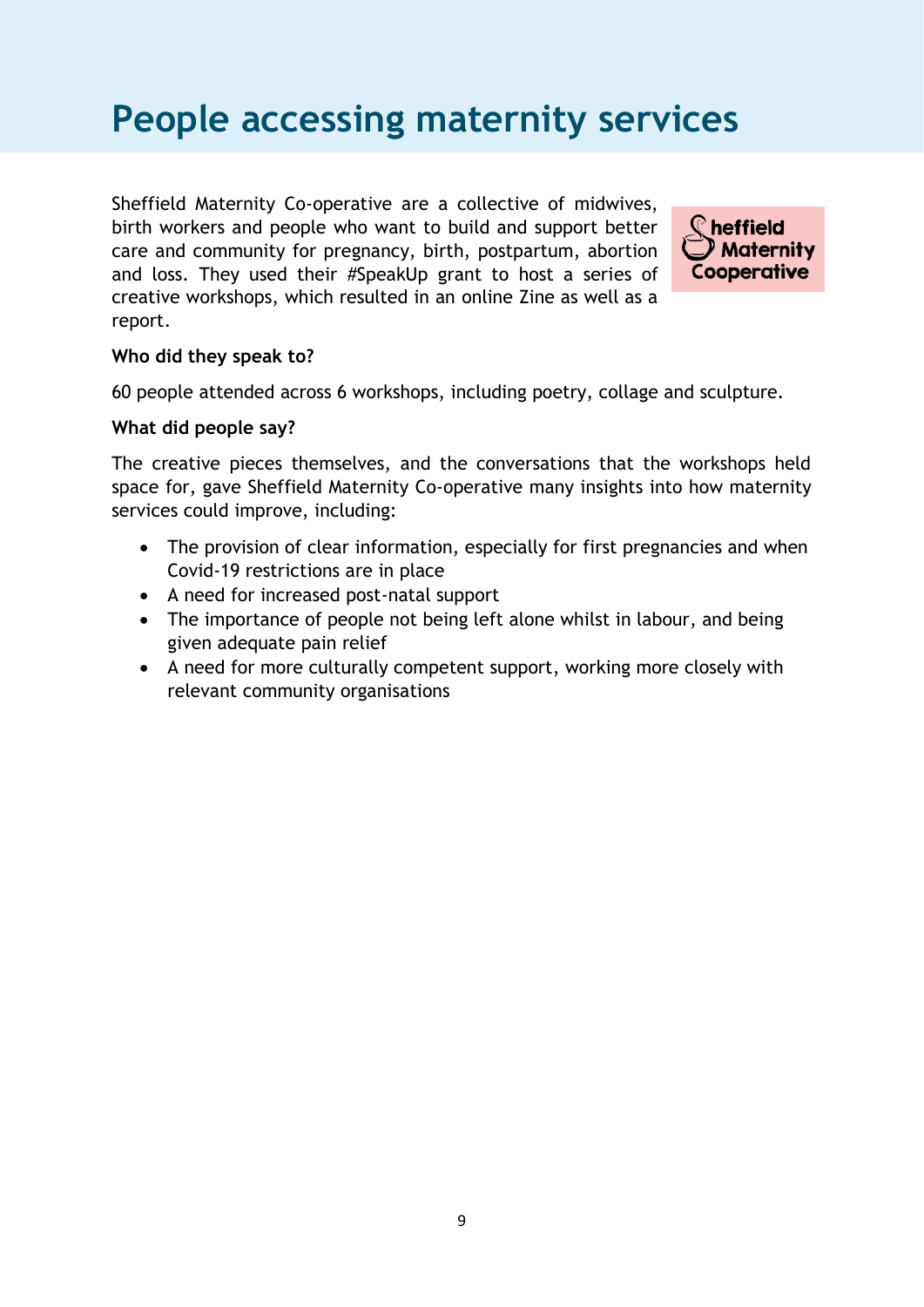# People accessing maternity services

Sheffield Maternity Co-operative are a collective of midwives, birth workers and people who want to build and support better care and community for pregnancy, birth, postpartum, abortion and loss. They used their #SpeakUp grant to host a series of creative workshops, which resulted in an online Zine as well as a report.

**Who did they speak to?**

60 people attended across 6 workshops, including poetry, collage and sculpture.

**What did people say?**

The creative pieces themselves, and the conversations that the workshops held space for, gave Sheffield Maternity Co-operative many insights into how maternity services could improve, including:

- The provision of clear information, especially for first pregnancies and when Covid-19 restrictions are in place
- A need for increased post-natal support
- The importance of people not being left alone whilst in labour, and being given adequate pain relief
- A need for more culturally competent support, working more closely with relevant community organisations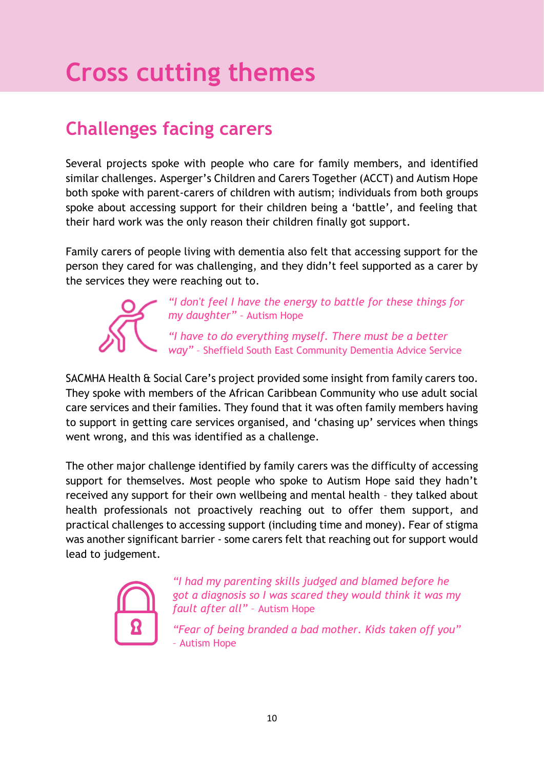# Cross cutting themes

## Challenges facing carers

Several projects spoke with people who care for family members, and identified similar challenges. Asperger's Children and Carers Together (ACCT) and Autism Hope both spoke with parent-carers of children with autism; individuals from both groups spoke about accessing support for their children being a 'battle', and feeling that their hard work was the only reason their children finally got support.

Family carers of people living with dementia also felt that accessing support for the person they cared for was challenging, and they didn't feel supported as a carer by the services they were reaching out to.

*"I don't feel I have the energy to battle for these things for my daughter"* – Autism Hope

*"I have to do everything myself. There must be a better way"* – Sheffield South East Community Dementia Advice Service

SACMHA Health & Social Care's project provided some insight from family carers too. They spoke with members of the African Caribbean Community who use adult social care services and their families. They found that it was often family members having to support in getting care services organised, and 'chasing up' services when things went wrong, and this was identified as a challenge.

The other major challenge identified by family carers was the difficulty of accessing support for themselves. Most people who spoke to Autism Hope said they hadn't received any support for their own wellbeing and mental health – they talked about health professionals not proactively reaching out to offer them support, and practical challenges to accessing support (including time and money). Fear of stigma was another significant barrier - some carers felt that reaching out for support would lead to judgement.

*"I had my parenting skills judged and blamed before he got a diagnosis so I was scared they would think it was my fault after all"* – Autism Hope

*"Fear of being branded a bad mother. Kids taken off you"* – Autism Hope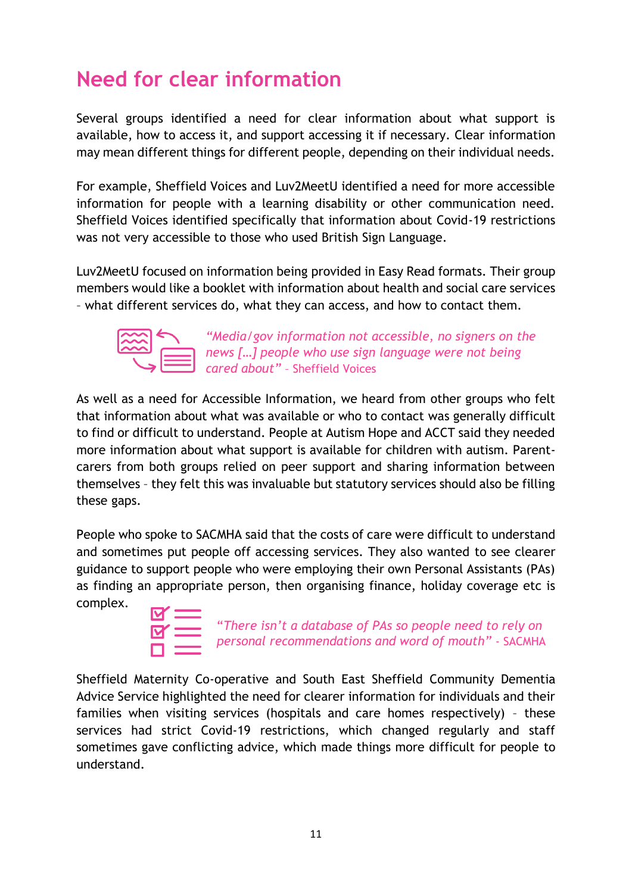# Need for clear information

Several groups identified a need for clear information about what support is available, how to access it, and support accessing it if necessary. Clear information may mean different things for different people, depending on their individual needs.

For example, Sheffield Voices and Luv2MeetU identified a need for more accessible information for people with a learning disability or other communication need. Sheffield Voices identified specifically that information about Covid-19 restrictions was not very accessible to those who used British Sign Language.

Luv2MeetU focused on information being provided in Easy Read formats. Their group members would like a booklet with information about health and social care services – what different services do, what they can access, and how to contact them.

> *"Media/gov information not accessible, no signers on the news […] people who use sign language were not being cared about"* – Sheffield Voices

As well as a need for Accessible Information, we heard from other groups who felt that information about what was available or who to contact was generally difficult to find or difficult to understand. People at Autism Hope and ACCT said they needed more information about what support is available for children with autism. Parent-carers from both groups relied on peer support and sharing information between themselves – they felt this was invaluable but statutory services should also be filling these gaps.

People who spoke to SACMHA said that the costs of care were difficult to understand and sometimes put people off accessing services. They also wanted to see clearer guidance to support people who were employing their own Personal Assistants (PAs) as finding an appropriate person, then organising finance, holiday coverage etc is complex.

> *"There isn't a database of PAs so people need to rely on personal recommendations and word of mouth"* - SACMHA

Sheffield Maternity Co-operative and South East Sheffield Community Dementia Advice Service highlighted the need for clearer information for individuals and their families when visiting services (hospitals and care homes respectively) – these services had strict Covid-19 restrictions, which changed regularly and staff sometimes gave conflicting advice, which made things more difficult for people to understand.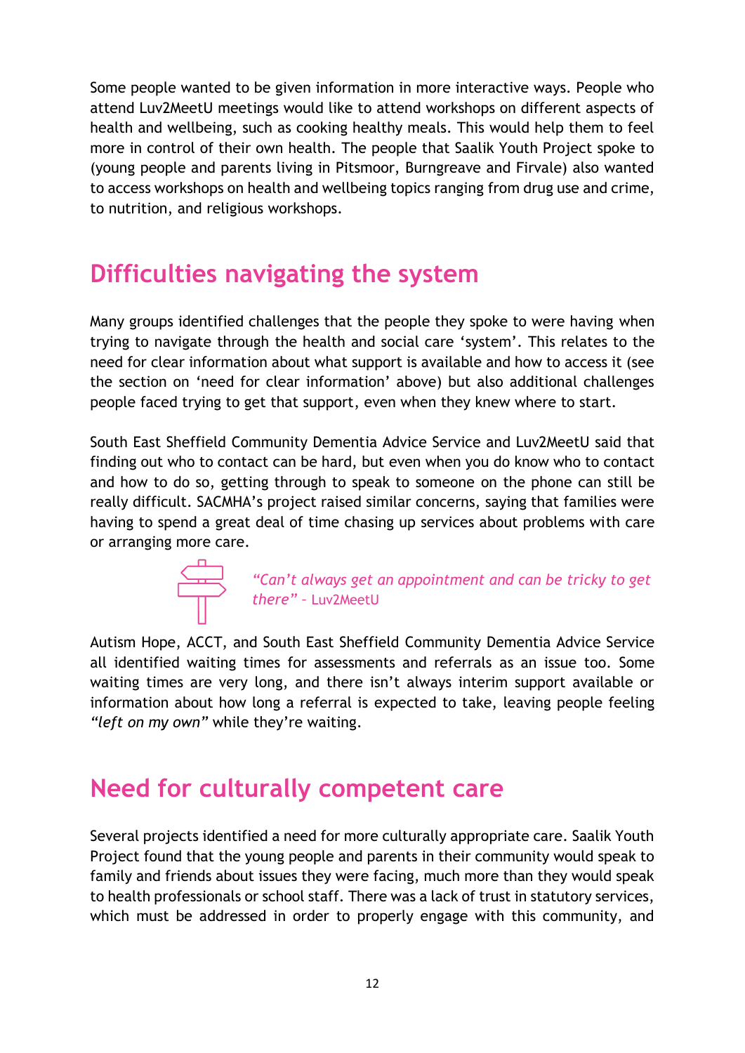Some people wanted to be given information in more interactive ways. People who attend Luv2MeetU meetings would like to attend workshops on different aspects of health and wellbeing, such as cooking healthy meals. This would help them to feel more in control of their own health. The people that Saalik Youth Project spoke to (young people and parents living in Pitsmoor, Burngreave and Firvale) also wanted to access workshops on health and wellbeing topics ranging from drug use and crime, to nutrition, and religious workshops.

## Difficulties navigating the system

Many groups identified challenges that the people they spoke to were having when trying to navigate through the health and social care 'system'. This relates to the need for clear information about what support is available and how to access it (see the section on 'need for clear information' above) but also additional challenges people faced trying to get that support, even when they knew where to start.

South East Sheffield Community Dementia Advice Service and Luv2MeetU said that finding out who to contact can be hard, but even when you do know who to contact and how to do so, getting through to speak to someone on the phone can still be really difficult. SACMHA's project raised similar concerns, saying that families were having to spend a great deal of time chasing up services about problems with care or arranging more care.

> *"Can't always get an appointment and can be tricky to get there"* – Luv2MeetU

Autism Hope, ACCT, and South East Sheffield Community Dementia Advice Service all identified waiting times for assessments and referrals as an issue too. Some waiting times are very long, and there isn't always interim support available or information about how long a referral is expected to take, leaving people feeling *"left on my own"* while they're waiting.

## Need for culturally competent care

Several projects identified a need for more culturally appropriate care. Saalik Youth Project found that the young people and parents in their community would speak to family and friends about issues they were facing, much more than they would speak to health professionals or school staff. There was a lack of trust in statutory services, which must be addressed in order to properly engage with this community, and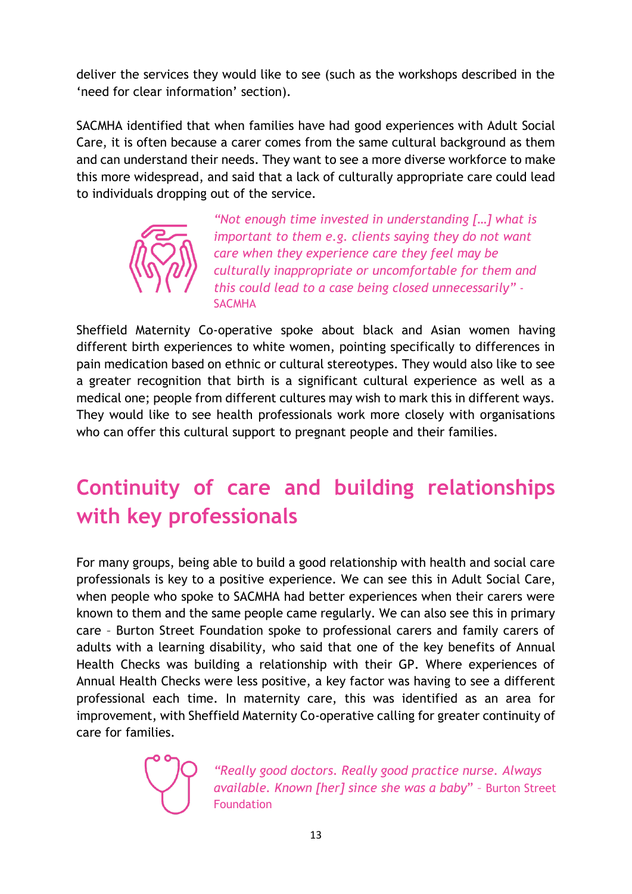deliver the services they would like to see (such as the workshops described in the 'need for clear information' section).

SACMHA identified that when families have had good experiences with Adult Social Care, it is often because a carer comes from the same cultural background as them and can understand their needs. They want to see a more diverse workforce to make this more widespread, and said that a lack of culturally appropriate care could lead to individuals dropping out of the service.

*"Not enough time invested in understanding […] what is important to them e.g. clients saying they do not want care when they experience care they feel may be culturally inappropriate or uncomfortable for them and this could lead to a case being closed unnecessarily"* - SACMHA

Sheffield Maternity Co-operative spoke about black and Asian women having different birth experiences to white women, pointing specifically to differences in pain medication based on ethnic or cultural stereotypes. They would also like to see a greater recognition that birth is a significant cultural experience as well as a medical one; people from different cultures may wish to mark this in different ways. They would like to see health professionals work more closely with organisations who can offer this cultural support to pregnant people and their families.

## Continuity of care and building relationships with key professionals

For many groups, being able to build a good relationship with health and social care professionals is key to a positive experience. We can see this in Adult Social Care, when people who spoke to SACMHA had better experiences when their carers were known to them and the same people came regularly. We can also see this in primary care – Burton Street Foundation spoke to professional carers and family carers of adults with a learning disability, who said that one of the key benefits of Annual Health Checks was building a relationship with their GP. Where experiences of Annual Health Checks were less positive, a key factor was having to see a different professional each time. In maternity care, this was identified as an area for improvement, with Sheffield Maternity Co-operative calling for greater continuity of care for families.

*"Really good doctors. Really good practice nurse. Always available. Known [her] since she was a baby"* – Burton Street Foundation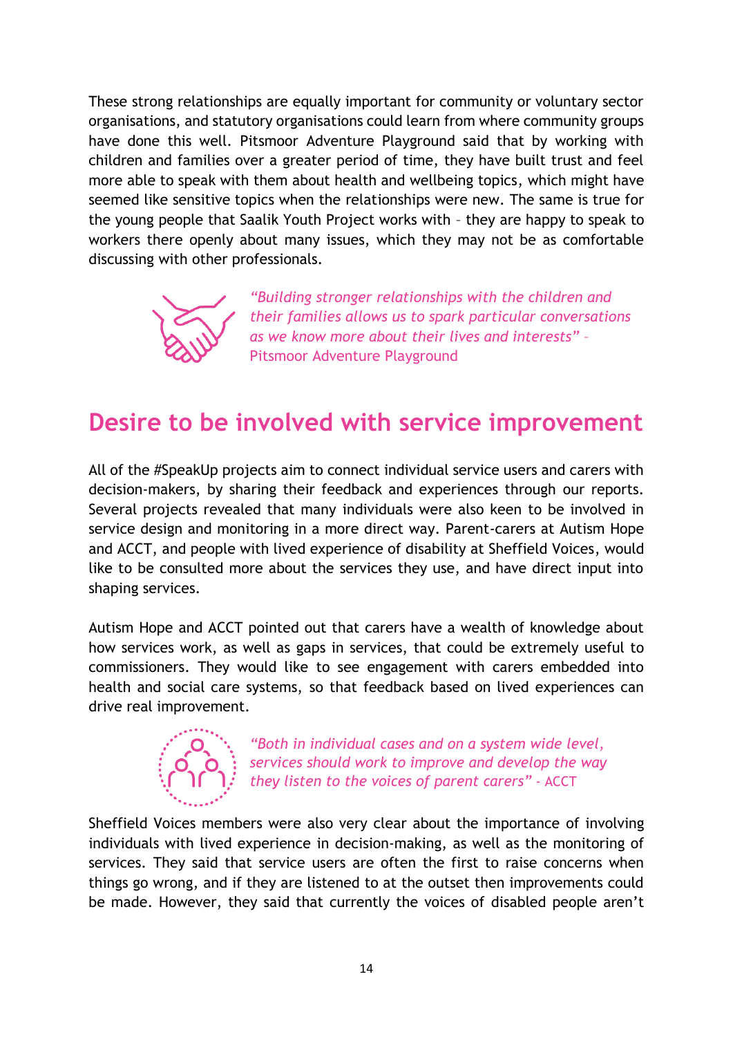These strong relationships are equally important for community or voluntary sector organisations, and statutory organisations could learn from where community groups have done this well. Pitsmoor Adventure Playground said that by working with children and families over a greater period of time, they have built trust and feel more able to speak with them about health and wellbeing topics, which might have seemed like sensitive topics when the relationships were new. The same is true for the young people that Saalik Youth Project works with – they are happy to speak to workers there openly about many issues, which they may not be as comfortable discussing with other professionals.

*"Building stronger relationships with the children and their families allows us to spark particular conversations as we know more about their lives and interests"* – Pitsmoor Adventure Playground

## Desire to be involved with service improvement

All of the #SpeakUp projects aim to connect individual service users and carers with decision-makers, by sharing their feedback and experiences through our reports. Several projects revealed that many individuals were also keen to be involved in service design and monitoring in a more direct way. Parent-carers at Autism Hope and ACCT, and people with lived experience of disability at Sheffield Voices, would like to be consulted more about the services they use, and have direct input into shaping services.

Autism Hope and ACCT pointed out that carers have a wealth of knowledge about how services work, as well as gaps in services, that could be extremely useful to commissioners. They would like to see engagement with carers embedded into health and social care systems, so that feedback based on lived experiences can drive real improvement.

*"Both in individual cases and on a system wide level, services should work to improve and develop the way they listen to the voices of parent carers"* - ACCT

Sheffield Voices members were also very clear about the importance of involving individuals with lived experience in decision-making, as well as the monitoring of services. They said that service users are often the first to raise concerns when things go wrong, and if they are listened to at the outset then improvements could be made. However, they said that currently the voices of disabled people aren't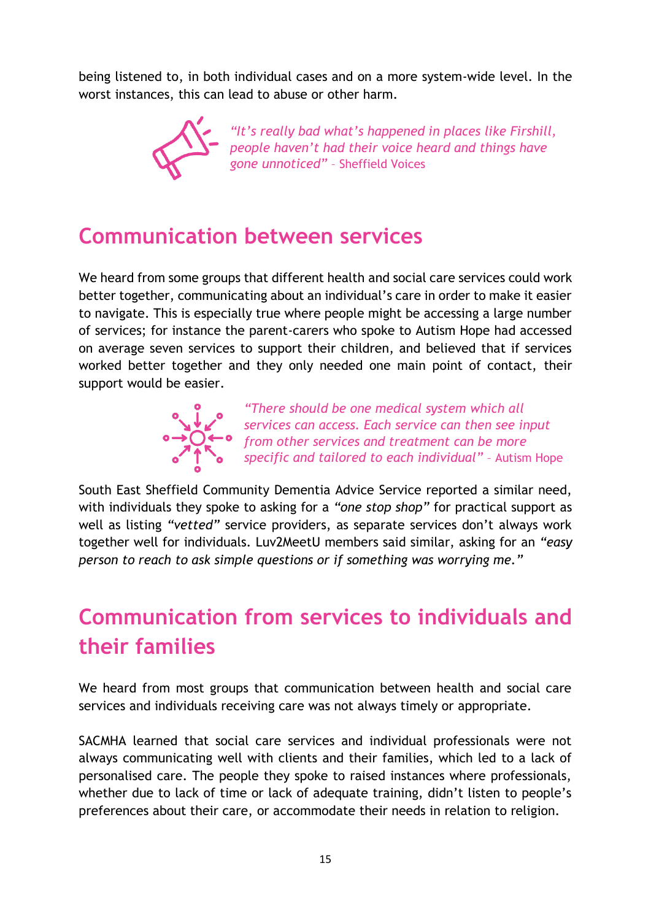being listened to, in both individual cases and on a more system-wide level. In the worst instances, this can lead to abuse or other harm.

> *"It's really bad what's happened in places like Firshill, people haven't had their voice heard and things have gone unnoticed"* – Sheffield Voices

## Communication between services

We heard from some groups that different health and social care services could work better together, communicating about an individual's care in order to make it easier to navigate. This is especially true where people might be accessing a large number of services; for instance the parent-carers who spoke to Autism Hope had accessed on average seven services to support their children, and believed that if services worked better together and they only needed one main point of contact, their support would be easier.

> *"There should be one medical system which all services can access. Each service can then see input from other services and treatment can be more specific and tailored to each individual"* – Autism Hope

South East Sheffield Community Dementia Advice Service reported a similar need, with individuals they spoke to asking for a *"one stop shop"* for practical support as well as listing *"vetted"* service providers, as separate services don't always work together well for individuals. Luv2MeetU members said similar, asking for an *"easy person to reach to ask simple questions or if something was worrying me."*

## Communication from services to individuals and their families

We heard from most groups that communication between health and social care services and individuals receiving care was not always timely or appropriate.

SACMHA learned that social care services and individual professionals were not always communicating well with clients and their families, which led to a lack of personalised care. The people they spoke to raised instances where professionals, whether due to lack of time or lack of adequate training, didn't listen to people's preferences about their care, or accommodate their needs in relation to religion.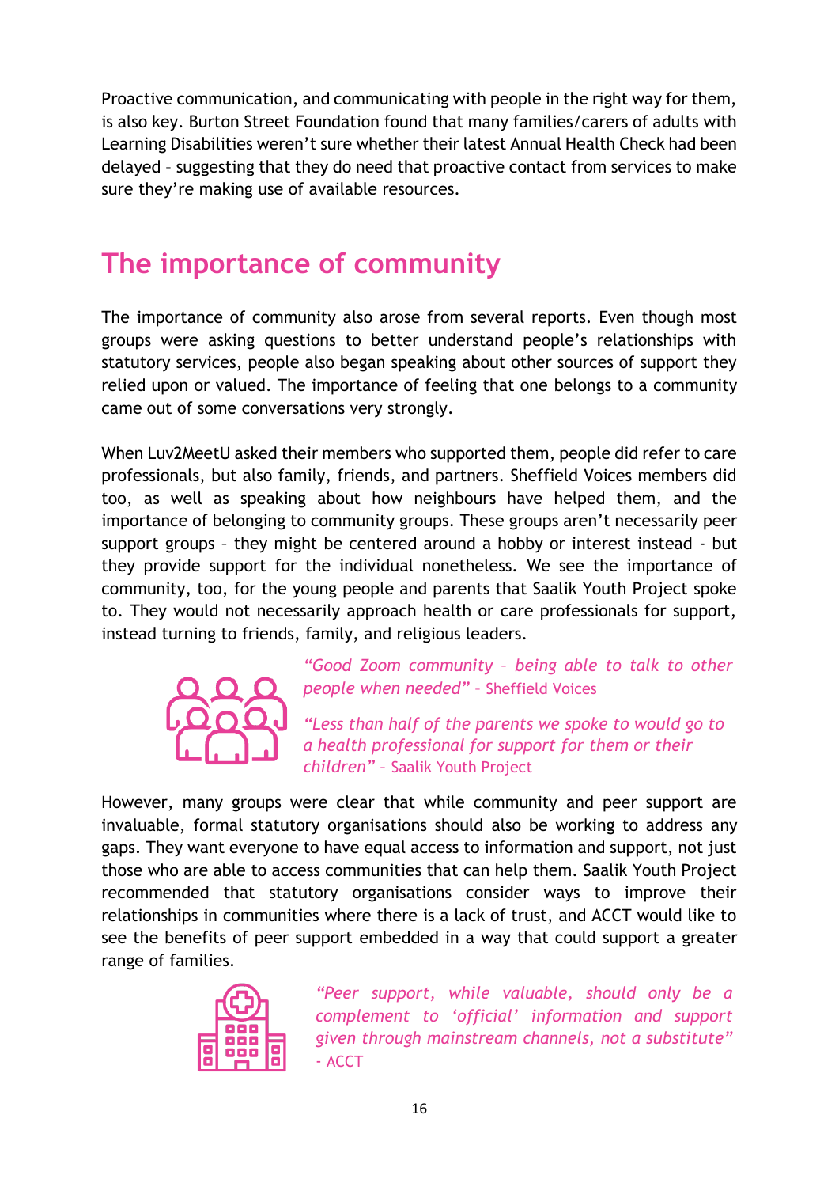Proactive communication, and communicating with people in the right way for them, is also key. Burton Street Foundation found that many families/carers of adults with Learning Disabilities weren't sure whether their latest Annual Health Check had been delayed – suggesting that they do need that proactive contact from services to make sure they're making use of available resources.

## The importance of community

The importance of community also arose from several reports. Even though most groups were asking questions to better understand people's relationships with statutory services, people also began speaking about other sources of support they relied upon or valued. The importance of feeling that one belongs to a community came out of some conversations very strongly.

When Luv2MeetU asked their members who supported them, people did refer to care professionals, but also family, friends, and partners. Sheffield Voices members did too, as well as speaking about how neighbours have helped them, and the importance of belonging to community groups. These groups aren't necessarily peer support groups – they might be centered around a hobby or interest instead - but they provide support for the individual nonetheless. We see the importance of community, too, for the young people and parents that Saalik Youth Project spoke to. They would not necessarily approach health or care professionals for support, instead turning to friends, family, and religious leaders.

*"Good Zoom community – being able to talk to other people when needed"* – Sheffield Voices

*"Less than half of the parents we spoke to would go to a health professional for support for them or their children"* – Saalik Youth Project

However, many groups were clear that while community and peer support are invaluable, formal statutory organisations should also be working to address any gaps. They want everyone to have equal access to information and support, not just those who are able to access communities that can help them. Saalik Youth Project recommended that statutory organisations consider ways to improve their relationships in communities where there is a lack of trust, and ACCT would like to see the benefits of peer support embedded in a way that could support a greater range of families.

*"Peer support, while valuable, should only be a complement to 'official' information and support given through mainstream channels, not a substitute"* - ACCT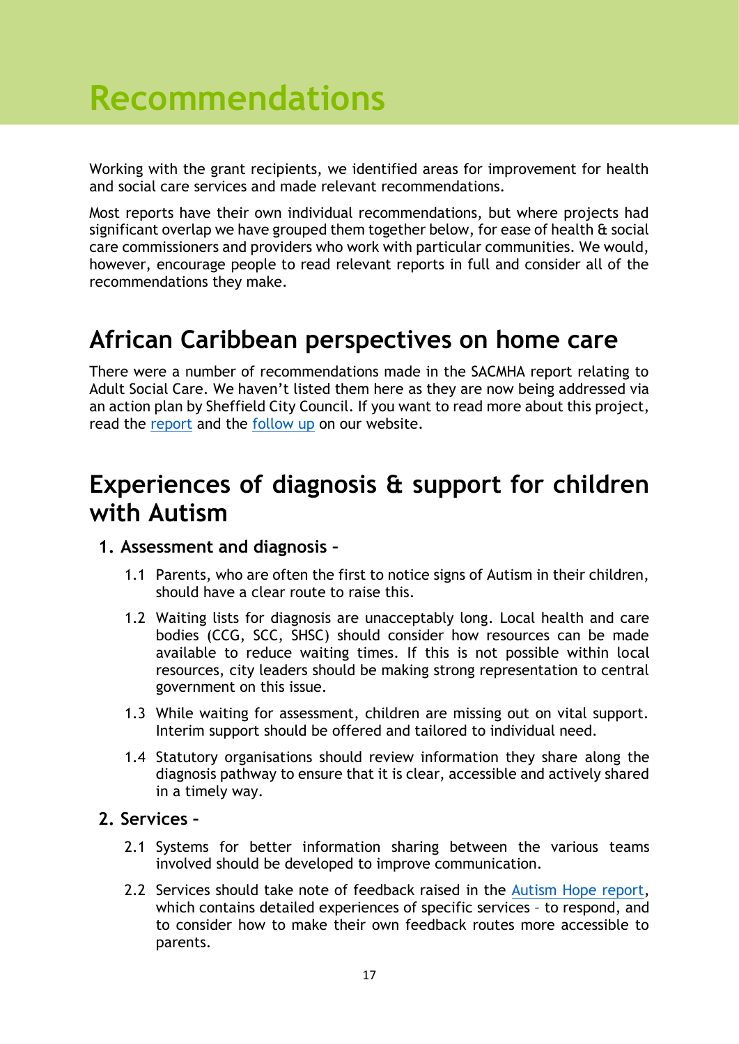# Recommendations

Working with the grant recipients, we identified areas for improvement for health and social care services and made relevant recommendations.

Most reports have their own individual recommendations, but where projects had significant overlap we have grouped them together below, for ease of health & social care commissioners and providers who work with particular communities. We would, however, encourage people to read relevant reports in full and consider all of the recommendations they make.

## African Caribbean perspectives on home care

There were a number of recommendations made in the SACMHA report relating to Adult Social Care. We haven't listed them here as they are now being addressed via an action plan by Sheffield City Council. If you want to read more about this project, read the report and the follow up on our website.

## Experiences of diagnosis & support for children with Autism

**1. Assessment and diagnosis –**

1.1 Parents, who are often the first to notice signs of Autism in their children, should have a clear route to raise this.

1.2 Waiting lists for diagnosis are unacceptably long. Local health and care bodies (CCG, SCC, SHSC) should consider how resources can be made available to reduce waiting times. If this is not possible within local resources, city leaders should be making strong representation to central government on this issue.

1.3 While waiting for assessment, children are missing out on vital support. Interim support should be offered and tailored to individual need.

1.4 Statutory organisations should review information they share along the diagnosis pathway to ensure that it is clear, accessible and actively shared in a timely way.

**2. Services –**

2.1 Systems for better information sharing between the various teams involved should be developed to improve communication.

2.2 Services should take note of feedback raised in the Autism Hope report, which contains detailed experiences of specific services – to respond, and to consider how to make their own feedback routes more accessible to parents.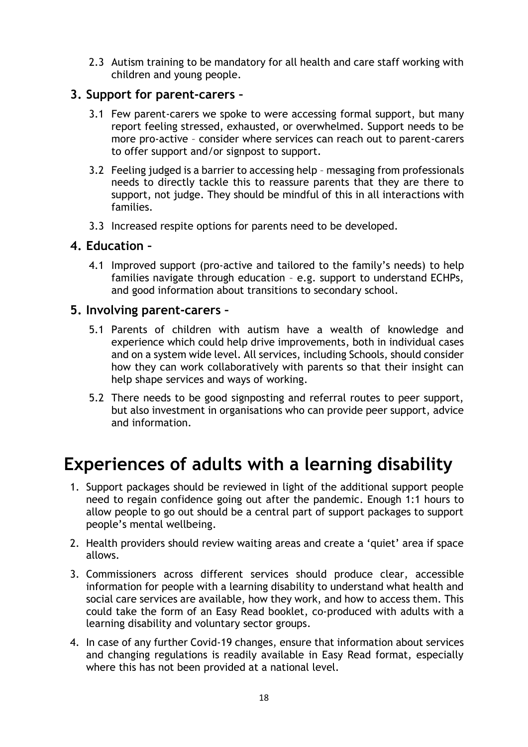2.3 Autism training to be mandatory for all health and care staff working with children and young people.

### 3. Support for parent-carers –

3.1 Few parent-carers we spoke to were accessing formal support, but many report feeling stressed, exhausted, or overwhelmed. Support needs to be more pro-active – consider where services can reach out to parent-carers to offer support and/or signpost to support.

3.2 Feeling judged is a barrier to accessing help – messaging from professionals needs to directly tackle this to reassure parents that they are there to support, not judge. They should be mindful of this in all interactions with families.

3.3 Increased respite options for parents need to be developed.

### 4. Education –

4.1 Improved support (pro-active and tailored to the family's needs) to help families navigate through education – e.g. support to understand ECHPs, and good information about transitions to secondary school.

### 5. Involving parent-carers –

5.1 Parents of children with autism have a wealth of knowledge and experience which could help drive improvements, both in individual cases and on a system wide level. All services, including Schools, should consider how they can work collaboratively with parents so that their insight can help shape services and ways of working.

5.2 There needs to be good signposting and referral routes to peer support, but also investment in organisations who can provide peer support, advice and information.

# Experiences of adults with a learning disability

1. Support packages should be reviewed in light of the additional support people need to regain confidence going out after the pandemic. Enough 1:1 hours to allow people to go out should be a central part of support packages to support people's mental wellbeing.
2. Health providers should review waiting areas and create a 'quiet' area if space allows.
3. Commissioners across different services should produce clear, accessible information for people with a learning disability to understand what health and social care services are available, how they work, and how to access them. This could take the form of an Easy Read booklet, co-produced with adults with a learning disability and voluntary sector groups.
4. In case of any further Covid-19 changes, ensure that information about services and changing regulations is readily available in Easy Read format, especially where this has not been provided at a national level.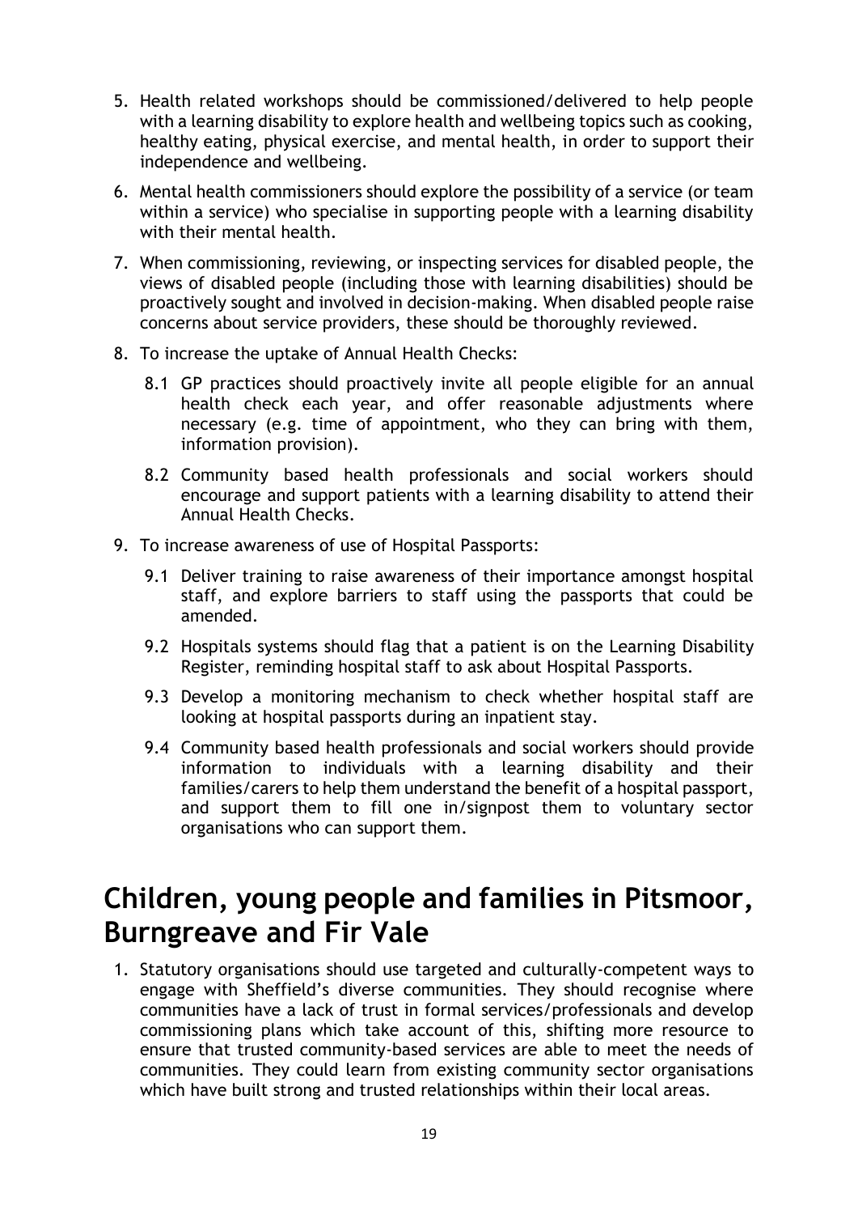5. Health related workshops should be commissioned/delivered to help people with a learning disability to explore health and wellbeing topics such as cooking, healthy eating, physical exercise, and mental health, in order to support their independence and wellbeing.

6. Mental health commissioners should explore the possibility of a service (or team within a service) who specialise in supporting people with a learning disability with their mental health.

7. When commissioning, reviewing, or inspecting services for disabled people, the views of disabled people (including those with learning disabilities) should be proactively sought and involved in decision-making. When disabled people raise concerns about service providers, these should be thoroughly reviewed.

8. To increase the uptake of Annual Health Checks:

   8.1 GP practices should proactively invite all people eligible for an annual health check each year, and offer reasonable adjustments where necessary (e.g. time of appointment, who they can bring with them, information provision).

   8.2 Community based health professionals and social workers should encourage and support patients with a learning disability to attend their Annual Health Checks.

9. To increase awareness of use of Hospital Passports:

   9.1 Deliver training to raise awareness of their importance amongst hospital staff, and explore barriers to staff using the passports that could be amended.

   9.2 Hospitals systems should flag that a patient is on the Learning Disability Register, reminding hospital staff to ask about Hospital Passports.

   9.3 Develop a monitoring mechanism to check whether hospital staff are looking at hospital passports during an inpatient stay.

   9.4 Community based health professionals and social workers should provide information to individuals with a learning disability and their families/carers to help them understand the benefit of a hospital passport, and support them to fill one in/signpost them to voluntary sector organisations who can support them.

# Children, young people and families in Pitsmoor, Burngreave and Fir Vale

1. Statutory organisations should use targeted and culturally-competent ways to engage with Sheffield's diverse communities. They should recognise where communities have a lack of trust in formal services/professionals and develop commissioning plans which take account of this, shifting more resource to ensure that trusted community-based services are able to meet the needs of communities. They could learn from existing community sector organisations which have built strong and trusted relationships within their local areas.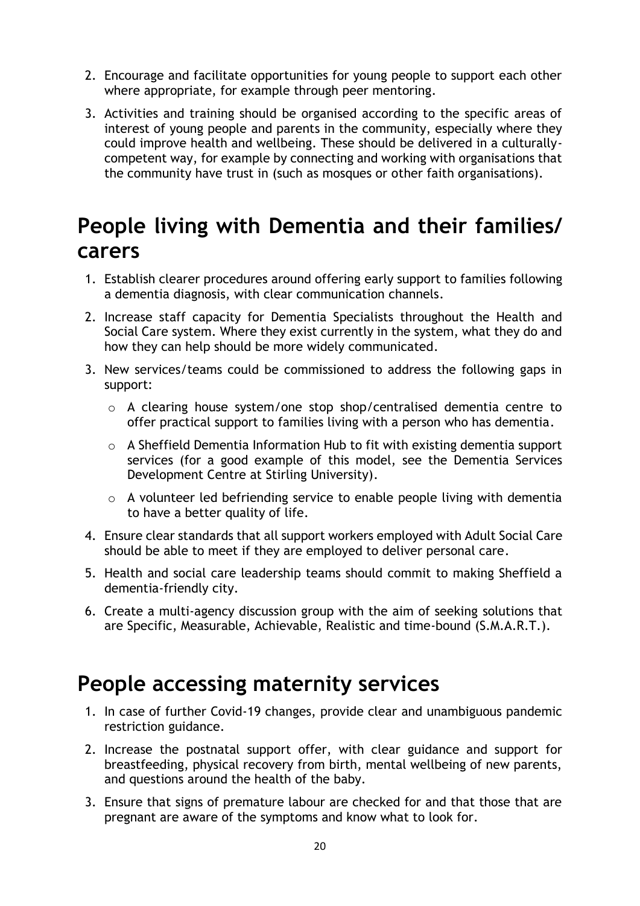2. Encourage and facilitate opportunities for young people to support each other where appropriate, for example through peer mentoring.
3. Activities and training should be organised according to the specific areas of interest of young people and parents in the community, especially where they could improve health and wellbeing. These should be delivered in a culturally-competent way, for example by connecting and working with organisations that the community have trust in (such as mosques or other faith organisations).

# People living with Dementia and their families/ carers

1. Establish clearer procedures around offering early support to families following a dementia diagnosis, with clear communication channels.
2. Increase staff capacity for Dementia Specialists throughout the Health and Social Care system. Where they exist currently in the system, what they do and how they can help should be more widely communicated.
3. New services/teams could be commissioned to address the following gaps in support:
   - A clearing house system/one stop shop/centralised dementia centre to offer practical support to families living with a person who has dementia.
   - A Sheffield Dementia Information Hub to fit with existing dementia support services (for a good example of this model, see the Dementia Services Development Centre at Stirling University).
   - A volunteer led befriending service to enable people living with dementia to have a better quality of life.
4. Ensure clear standards that all support workers employed with Adult Social Care should be able to meet if they are employed to deliver personal care.
5. Health and social care leadership teams should commit to making Sheffield a dementia-friendly city.
6. Create a multi-agency discussion group with the aim of seeking solutions that are Specific, Measurable, Achievable, Realistic and time-bound (S.M.A.R.T.).

# People accessing maternity services

1. In case of further Covid-19 changes, provide clear and unambiguous pandemic restriction guidance.
2. Increase the postnatal support offer, with clear guidance and support for breastfeeding, physical recovery from birth, mental wellbeing of new parents, and questions around the health of the baby.
3. Ensure that signs of premature labour are checked for and that those that are pregnant are aware of the symptoms and know what to look for.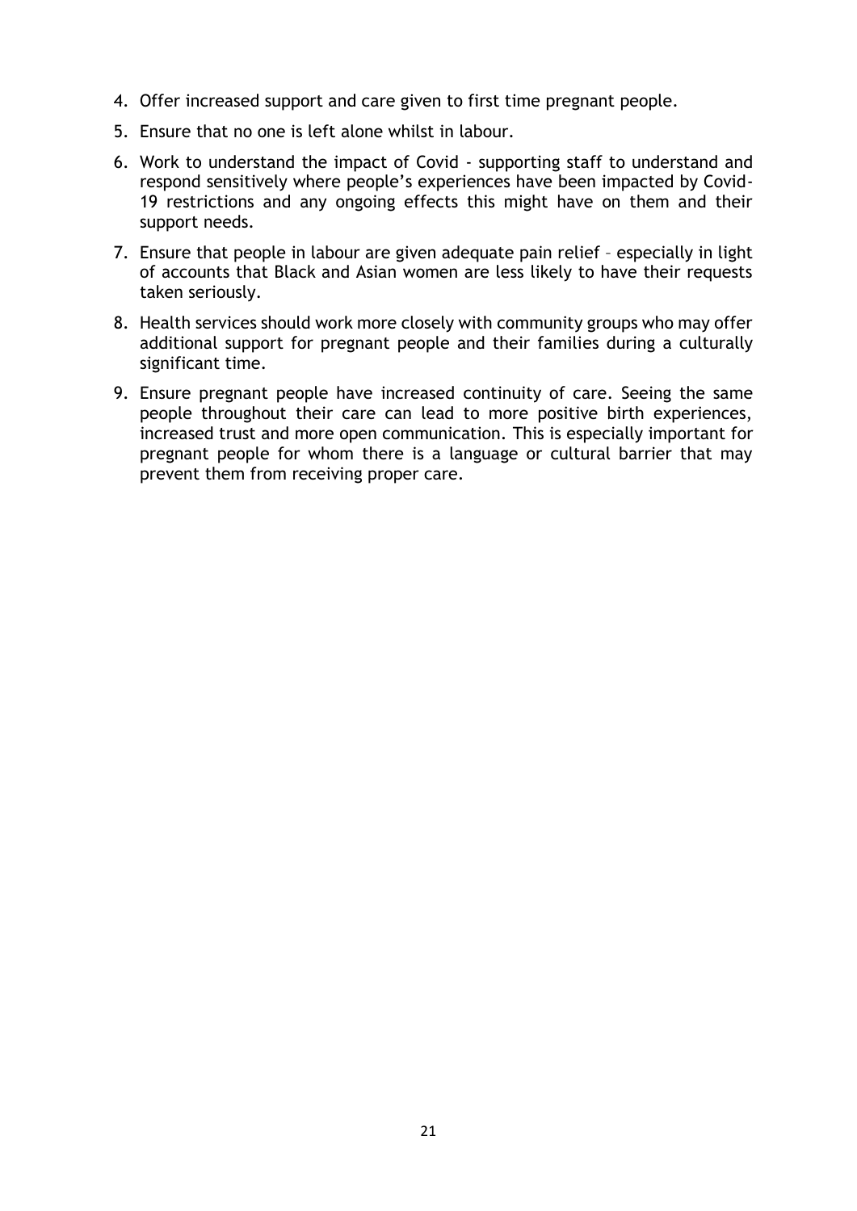4. Offer increased support and care given to first time pregnant people.
5. Ensure that no one is left alone whilst in labour.
6. Work to understand the impact of Covid - supporting staff to understand and respond sensitively where people's experiences have been impacted by Covid-19 restrictions and any ongoing effects this might have on them and their support needs.
7. Ensure that people in labour are given adequate pain relief – especially in light of accounts that Black and Asian women are less likely to have their requests taken seriously.
8. Health services should work more closely with community groups who may offer additional support for pregnant people and their families during a culturally significant time.
9. Ensure pregnant people have increased continuity of care. Seeing the same people throughout their care can lead to more positive birth experiences, increased trust and more open communication. This is especially important for pregnant people for whom there is a language or cultural barrier that may prevent them from receiving proper care.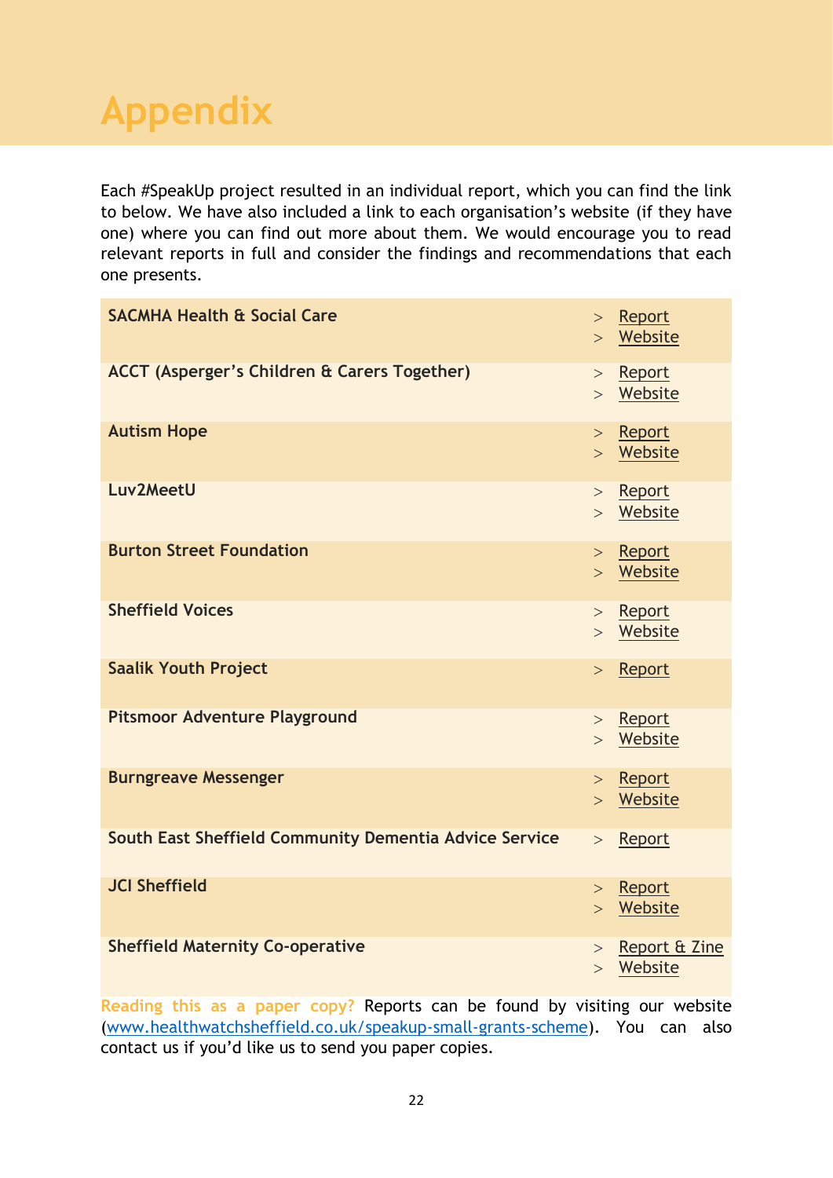# Appendix

Each #SpeakUp project resulted in an individual report, which you can find the link to below. We have also included a link to each organisation's website (if they have one) where you can find out more about them. We would encourage you to read relevant reports in full and consider the findings and recommendations that each one presents.

| Organisation | Links |
| --- | --- |
| **SACMHA Health & Social Care** | > Report<br>> Website |
| **ACCT (Asperger's Children & Carers Together)** | > Report<br>> Website |
| **Autism Hope** | > Report<br>> Website |
| **Luv2MeetU** | > Report<br>> Website |
| **Burton Street Foundation** | > Report<br>> Website |
| **Sheffield Voices** | > Report<br>> Website |
| **Saalik Youth Project** | > Report |
| **Pitsmoor Adventure Playground** | > Report<br>> Website |
| **Burngreave Messenger** | > Report<br>> Website |
| **South East Sheffield Community Dementia Advice Service** | > Report |
| **JCI Sheffield** | > Report<br>> Website |
| **Sheffield Maternity Co-operative** | > Report & Zine<br>> Website |

Reading this as a paper copy? Reports can be found by visiting our website (www.healthwatchsheffield.co.uk/speakup-small-grants-scheme). You can also contact us if you'd like us to send you paper copies.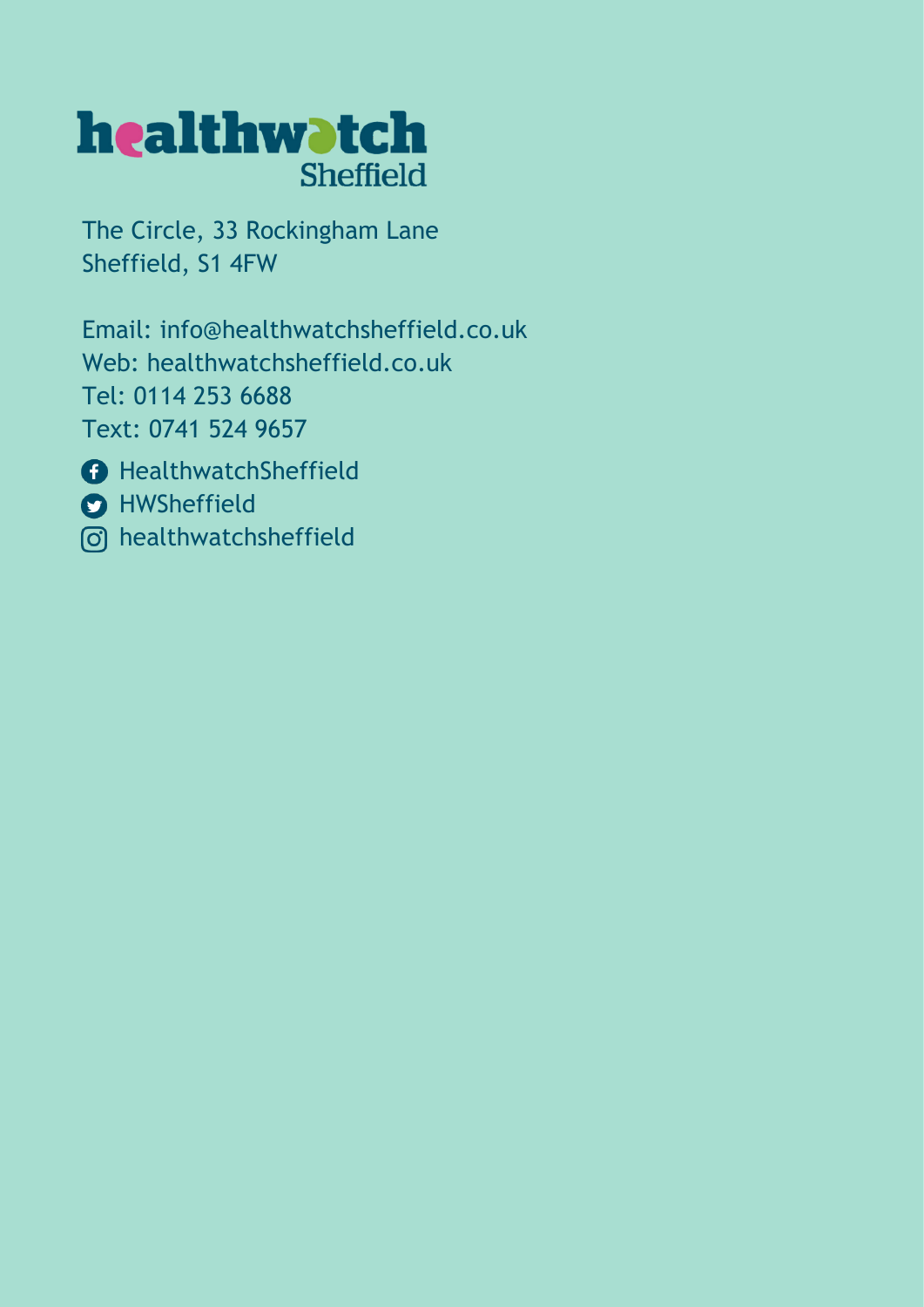healthwatch Sheffield

The Circle, 33 Rockingham Lane
Sheffield, S1 4FW

Email: info@healthwatchsheffield.co.uk
Web: healthwatchsheffield.co.uk
Tel: 0114 253 6688
Text: 0741 524 9657

HealthwatchSheffield
HWSheffield
healthwatchsheffield